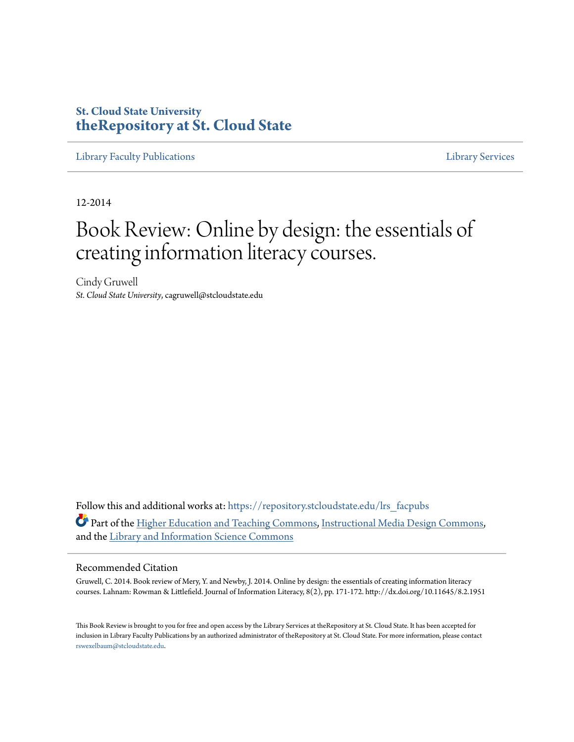St. Cloud State University
**theRepository at St. Cloud State**

Library Faculty Publications | Library Services

12-2014

# Book Review: Online by design: the essentials of creating information literacy courses.

Cindy Gruwell
*St. Cloud State University*, cagruwell@stcloudstate.edu

Follow this and additional works at: https://repository.stcloudstate.edu/lrs_facpubs

Part of the Higher Education and Teaching Commons, Instructional Media Design Commons, and the Library and Information Science Commons

## Recommended Citation

Gruwell, C. 2014. Book review of Mery, Y. and Newby, J. 2014. Online by design: the essentials of creating information literacy courses. Lahnam: Rowman & Littlefield. Journal of Information Literacy, 8(2), pp. 171-172. http://dx.doi.org/10.11645/8.2.1951

This Book Review is brought to you for free and open access by the Library Services at theRepository at St. Cloud State. It has been accepted for inclusion in Library Faculty Publications by an authorized administrator of theRepository at St. Cloud State. For more information, please contact rswexelbaum@stcloudstate.edu.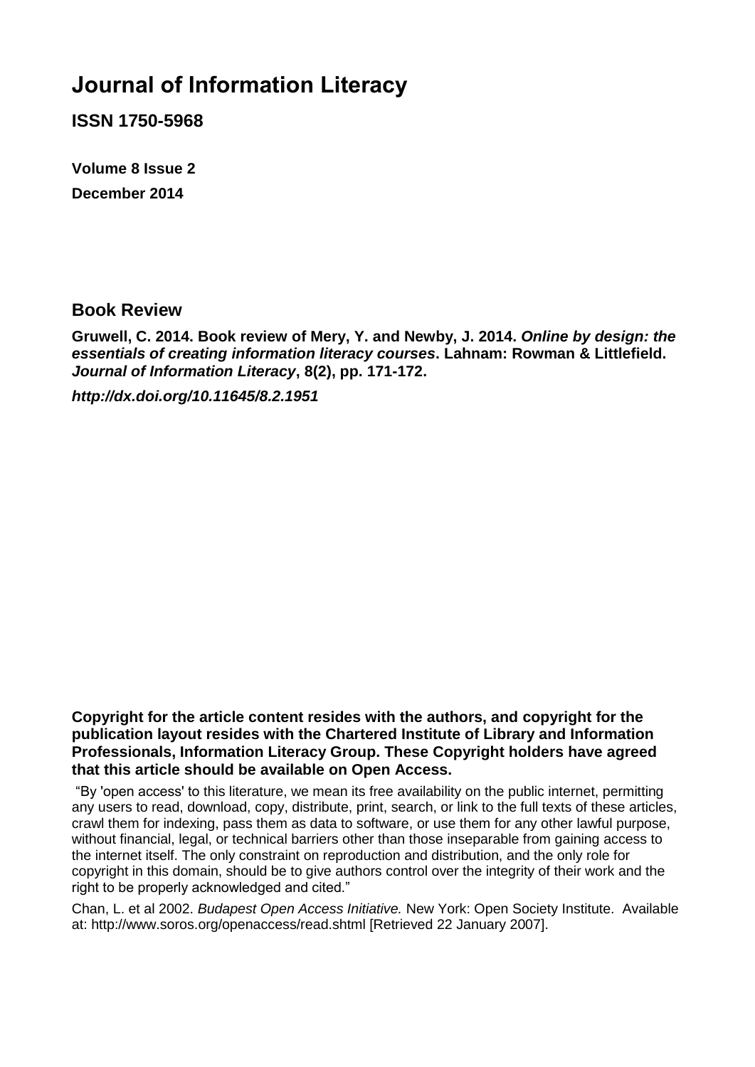# Journal of Information Literacy

**ISSN 1750-5968**

**Volume 8 Issue 2**

**December 2014**

## Book Review

**Gruwell, C. 2014. Book review of Mery, Y. and Newby, J. 2014. *Online by design: the essentials of creating information literacy courses*. Lahnam: Rowman & Littlefield. *Journal of Information Literacy*, 8(2), pp. 171-172.**

***http://dx.doi.org/10.11645/8.2.1951***

**Copyright for the article content resides with the authors, and copyright for the publication layout resides with the Chartered Institute of Library and Information Professionals, Information Literacy Group. These Copyright holders have agreed that this article should be available on Open Access.**

"By 'open access' to this literature, we mean its free availability on the public internet, permitting any users to read, download, copy, distribute, print, search, or link to the full texts of these articles, crawl them for indexing, pass them as data to software, or use them for any other lawful purpose, without financial, legal, or technical barriers other than those inseparable from gaining access to the internet itself. The only constraint on reproduction and distribution, and the only role for copyright in this domain, should be to give authors control over the integrity of their work and the right to be properly acknowledged and cited."

Chan, L. et al 2002. *Budapest Open Access Initiative.* New York: Open Society Institute. Available at: http://www.soros.org/openaccess/read.shtml [Retrieved 22 January 2007].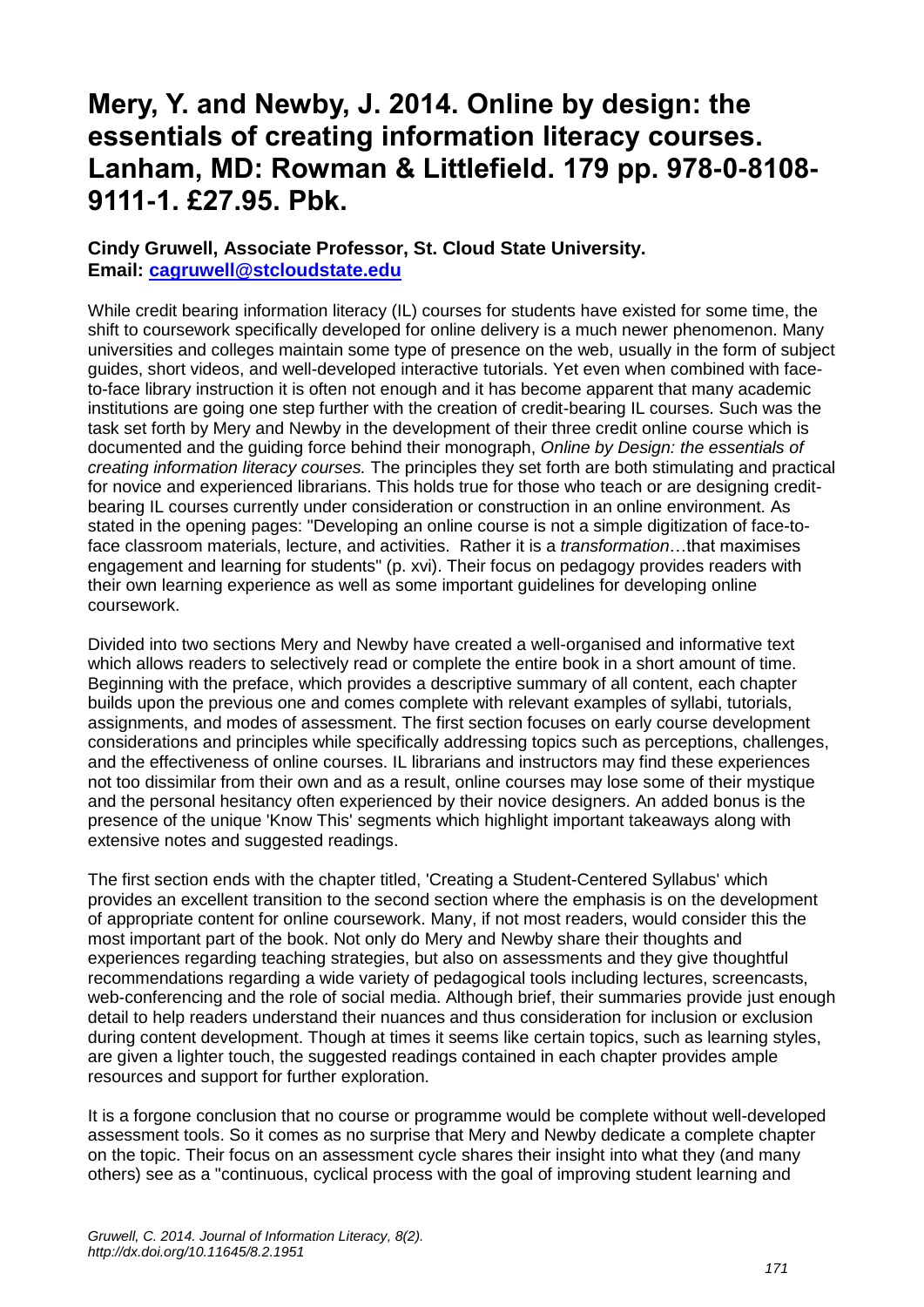# Mery, Y. and Newby, J. 2014. Online by design: the essentials of creating information literacy courses. Lanham, MD: Rowman & Littlefield. 179 pp. 978-0-8108-9111-1. £27.95. Pbk.

**Cindy Gruwell, Associate Professor, St. Cloud State University.**
**Email: cagruwell@stcloudstate.edu**

While credit bearing information literacy (IL) courses for students have existed for some time, the shift to coursework specifically developed for online delivery is a much newer phenomenon. Many universities and colleges maintain some type of presence on the web, usually in the form of subject guides, short videos, and well-developed interactive tutorials. Yet even when combined with face-to-face library instruction it is often not enough and it has become apparent that many academic institutions are going one step further with the creation of credit-bearing IL courses. Such was the task set forth by Mery and Newby in the development of their three credit online course which is documented and the guiding force behind their monograph, *Online by Design: the essentials of creating information literacy courses.* The principles they set forth are both stimulating and practical for novice and experienced librarians. This holds true for those who teach or are designing credit-bearing IL courses currently under consideration or construction in an online environment. As stated in the opening pages: "Developing an online course is not a simple digitization of face-to-face classroom materials, lecture, and activities. Rather it is a *transformation*…that maximises engagement and learning for students" (p. xvi). Their focus on pedagogy provides readers with their own learning experience as well as some important guidelines for developing online coursework.

Divided into two sections Mery and Newby have created a well-organised and informative text which allows readers to selectively read or complete the entire book in a short amount of time. Beginning with the preface, which provides a descriptive summary of all content, each chapter builds upon the previous one and comes complete with relevant examples of syllabi, tutorials, assignments, and modes of assessment. The first section focuses on early course development considerations and principles while specifically addressing topics such as perceptions, challenges, and the effectiveness of online courses. IL librarians and instructors may find these experiences not too dissimilar from their own and as a result, online courses may lose some of their mystique and the personal hesitancy often experienced by their novice designers. An added bonus is the presence of the unique 'Know This' segments which highlight important takeaways along with extensive notes and suggested readings.

The first section ends with the chapter titled, 'Creating a Student-Centered Syllabus' which provides an excellent transition to the second section where the emphasis is on the development of appropriate content for online coursework. Many, if not most readers, would consider this the most important part of the book. Not only do Mery and Newby share their thoughts and experiences regarding teaching strategies, but also on assessments and they give thoughtful recommendations regarding a wide variety of pedagogical tools including lectures, screencasts, web-conferencing and the role of social media. Although brief, their summaries provide just enough detail to help readers understand their nuances and thus consideration for inclusion or exclusion during content development. Though at times it seems like certain topics, such as learning styles, are given a lighter touch, the suggested readings contained in each chapter provides ample resources and support for further exploration.

It is a forgone conclusion that no course or programme would be complete without well-developed assessment tools. So it comes as no surprise that Mery and Newby dedicate a complete chapter on the topic. Their focus on an assessment cycle shares their insight into what they (and many others) see as a "continuous, cyclical process with the goal of improving student learning and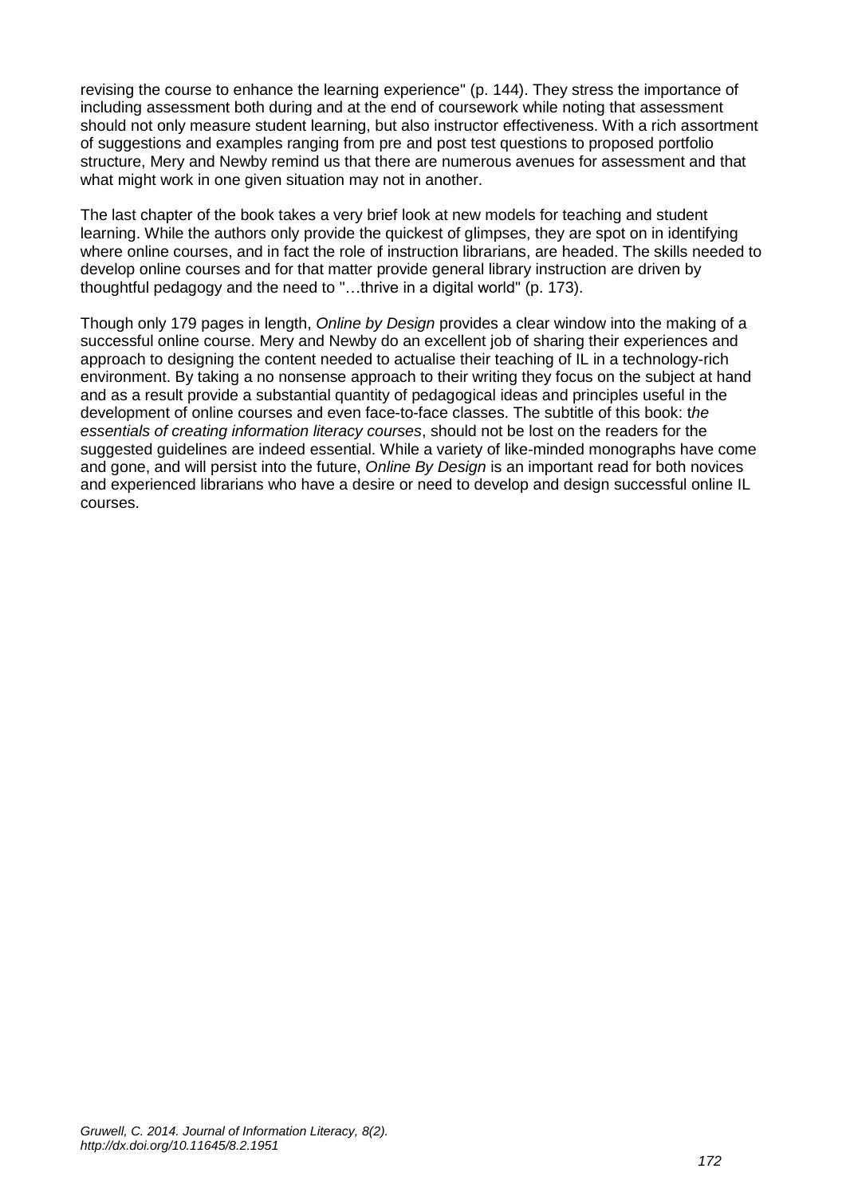revising the course to enhance the learning experience" (p. 144). They stress the importance of including assessment both during and at the end of coursework while noting that assessment should not only measure student learning, but also instructor effectiveness. With a rich assortment of suggestions and examples ranging from pre and post test questions to proposed portfolio structure, Mery and Newby remind us that there are numerous avenues for assessment and that what might work in one given situation may not in another.

The last chapter of the book takes a very brief look at new models for teaching and student learning. While the authors only provide the quickest of glimpses, they are spot on in identifying where online courses, and in fact the role of instruction librarians, are headed. The skills needed to develop online courses and for that matter provide general library instruction are driven by thoughtful pedagogy and the need to "…thrive in a digital world" (p. 173).

Though only 179 pages in length, *Online by Design* provides a clear window into the making of a successful online course. Mery and Newby do an excellent job of sharing their experiences and approach to designing the content needed to actualise their teaching of IL in a technology-rich environment. By taking a no nonsense approach to their writing they focus on the subject at hand and as a result provide a substantial quantity of pedagogical ideas and principles useful in the development of online courses and even face-to-face classes. The subtitle of this book: t*he essentials of creating information literacy courses*, should not be lost on the readers for the suggested guidelines are indeed essential. While a variety of like-minded monographs have come and gone, and will persist into the future, *Online By Design* is an important read for both novices and experienced librarians who have a desire or need to develop and design successful online IL courses.